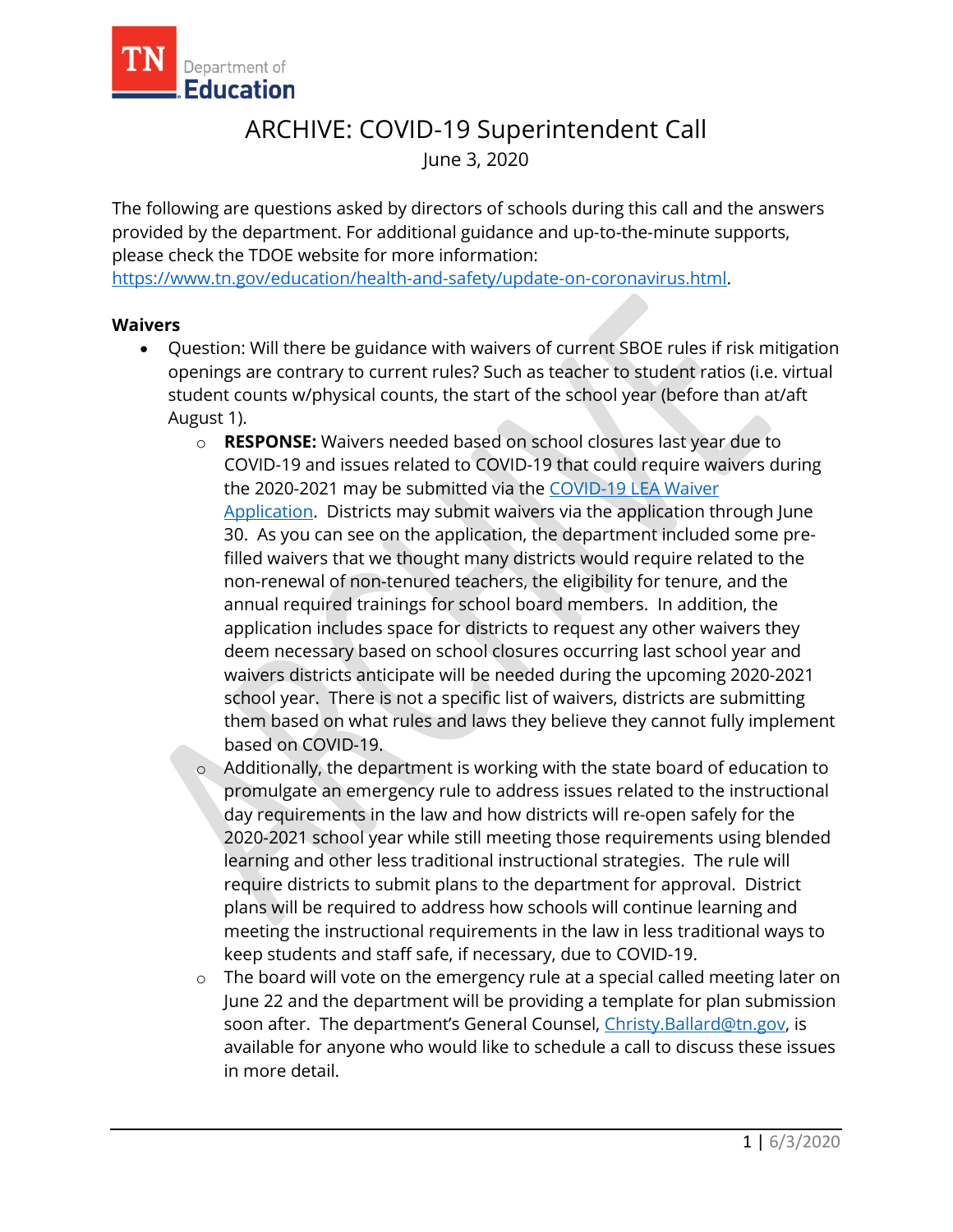# ARCHIVE: COVID-19 Superintendent Call

June 3, 2020

The following are questions asked by directors of schools during this call and the answers provided by the department. For additional guidance and up-to-the-minute supports, please check the TDOE website for more information: https://www.tn.gov/education/health-and-safety/update-on-coronavirus.html.

**Waivers**

- Question: Will there be guidance with waivers of current SBOE rules if risk mitigation openings are contrary to current rules? Such as teacher to student ratios (i.e. virtual student counts w/physical counts, the start of the school year (before than at/aft August 1).
    - **RESPONSE:** Waivers needed based on school closures last year due to COVID-19 and issues related to COVID-19 that could require waivers during the 2020-2021 may be submitted via the COVID-19 LEA Waiver Application. Districts may submit waivers via the application through June 30. As you can see on the application, the department included some pre-filled waivers that we thought many districts would require related to the non-renewal of non-tenured teachers, the eligibility for tenure, and the annual required trainings for school board members. In addition, the application includes space for districts to request any other waivers they deem necessary based on school closures occurring last school year and waivers districts anticipate will be needed during the upcoming 2020-2021 school year. There is not a specific list of waivers, districts are submitting them based on what rules and laws they believe they cannot fully implement based on COVID-19.
    - Additionally, the department is working with the state board of education to promulgate an emergency rule to address issues related to the instructional day requirements in the law and how districts will re-open safely for the 2020-2021 school year while still meeting those requirements using blended learning and other less traditional instructional strategies. The rule will require districts to submit plans to the department for approval. District plans will be required to address how schools will continue learning and meeting the instructional requirements in the law in less traditional ways to keep students and staff safe, if necessary, due to COVID-19.
    - The board will vote on the emergency rule at a special called meeting later on June 22 and the department will be providing a template for plan submission soon after. The department's General Counsel, Christy.Ballard@tn.gov, is available for anyone who would like to schedule a call to discuss these issues in more detail.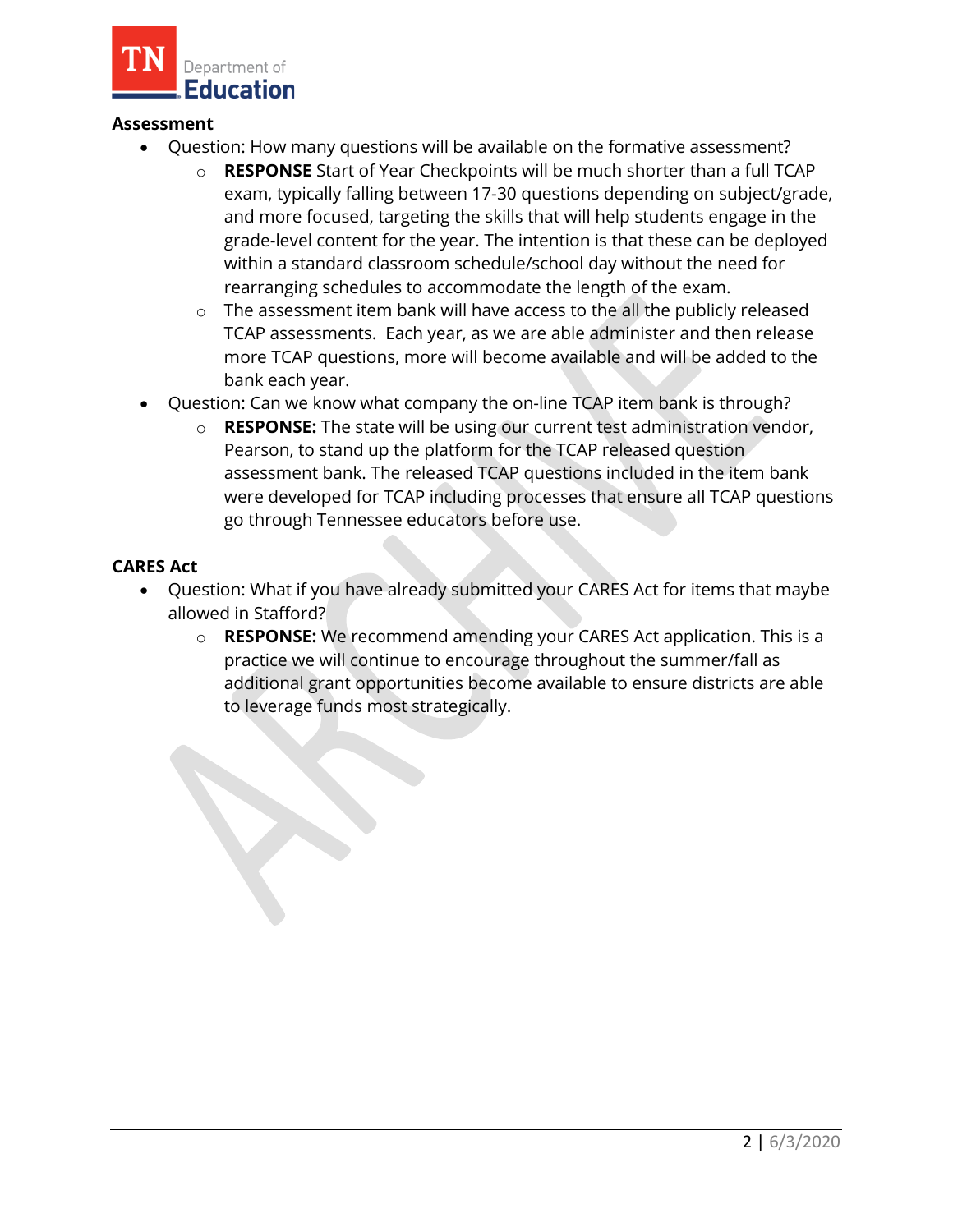## Assessment

- Question: How many questions will be available on the formative assessment?
  - **RESPONSE** Start of Year Checkpoints will be much shorter than a full TCAP exam, typically falling between 17-30 questions depending on subject/grade, and more focused, targeting the skills that will help students engage in the grade-level content for the year. The intention is that these can be deployed within a standard classroom schedule/school day without the need for rearranging schedules to accommodate the length of the exam.
  - The assessment item bank will have access to the all the publicly released TCAP assessments. Each year, as we are able administer and then release more TCAP questions, more will become available and will be added to the bank each year.
- Question: Can we know what company the on-line TCAP item bank is through?
  - **RESPONSE:** The state will be using our current test administration vendor, Pearson, to stand up the platform for the TCAP released question assessment bank. The released TCAP questions included in the item bank were developed for TCAP including processes that ensure all TCAP questions go through Tennessee educators before use.

## CARES Act

- Question: What if you have already submitted your CARES Act for items that maybe allowed in Stafford?
  - **RESPONSE:** We recommend amending your CARES Act application. This is a practice we will continue to encourage throughout the summer/fall as additional grant opportunities become available to ensure districts are able to leverage funds most strategically.